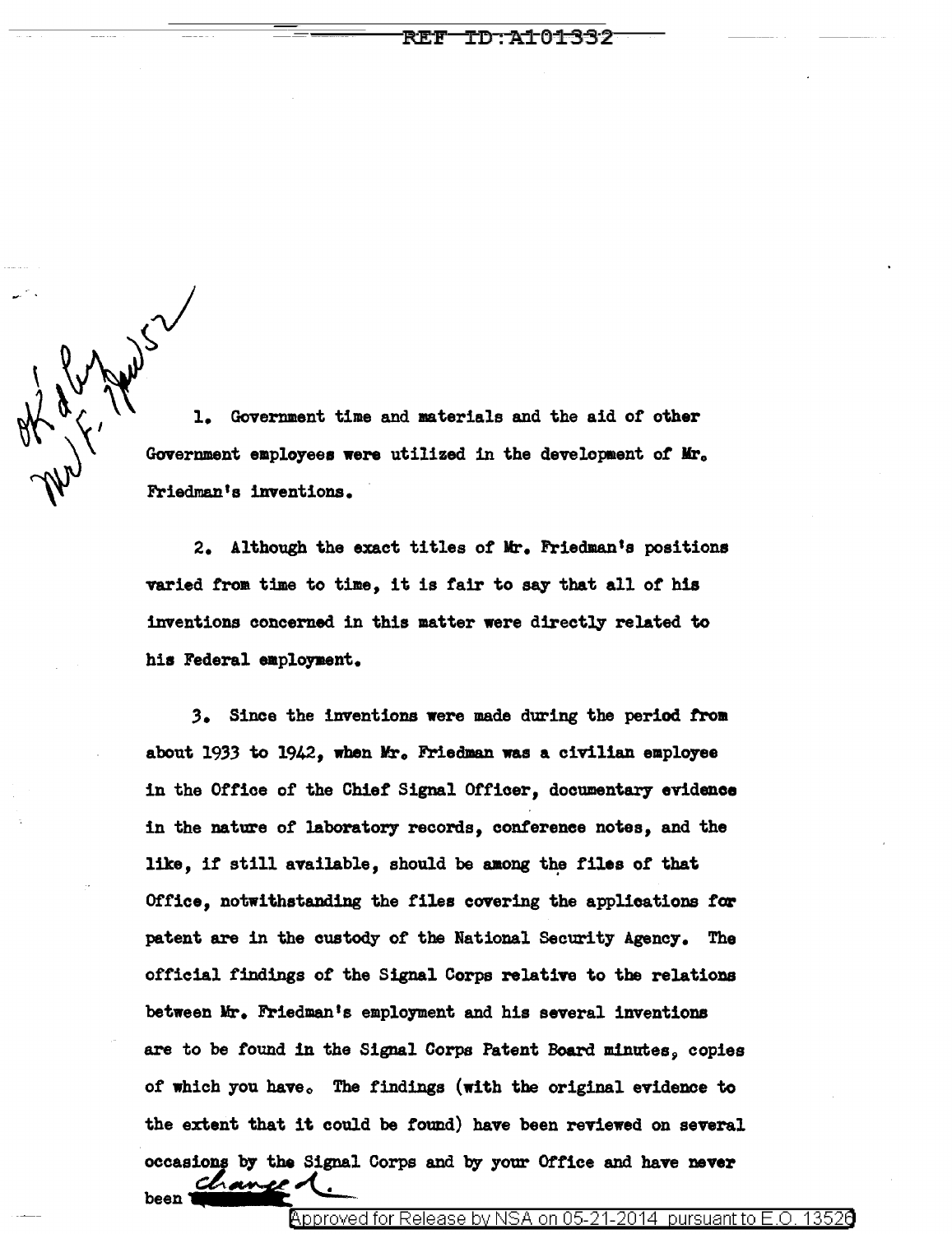1. Government time and materials and the aid of other Government employees were utilized in the development of Mr. Friedman's inventions.

2. Although the exact titles of Mr. Friedman's positions varied from time to time, it is fair to say that all of his inventions concerned in this matter were directly related to his Federal employment.

3. Since the inventions were made during the period from about 1933 to 1942, when Mr. Friedman was a civilian employee in the Office of the Chief Signal Officer, documentary evidence in the nature of laboratory records, conference notes, and the like, if still available, should be among the files of that Office, notwithstanding the files covering the applications for patent are in the custody of the National Security Agency. The official findings of the Signal Corps relative to the relations between Mr. Friedman's employment and his several inventions are to be found in the Signal Corps Patent Board minutes, copies of which you have. The findings (with the original evidence to the extent that it could be found) have been reviewed on several occasions by the Signal Corps and by your Office and have never been changed.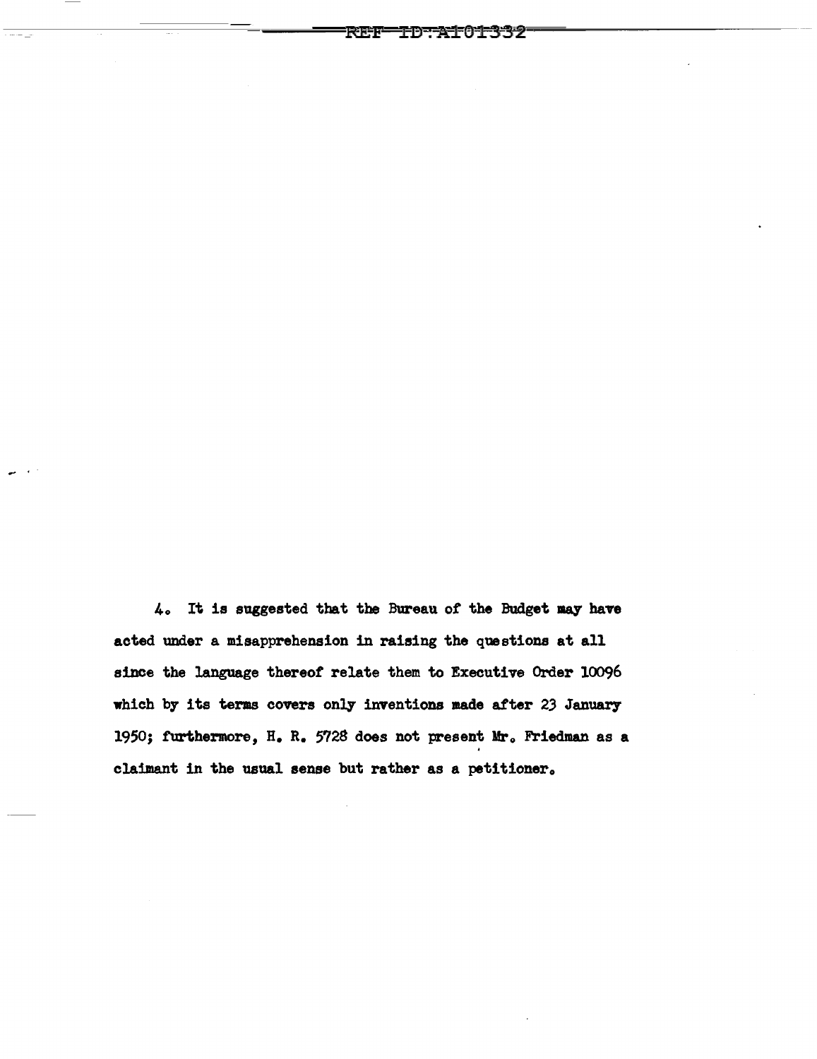4. It is suggested that the Bureau of the Budget may have acted under a misapprehension in raising the questions at all since the language thereof relate them to Executive Order 10096 which by its terms covers only inventions made after 23 January 1950; furthermore, H. R. 5728 does not present Mr. Friedman as a claimant in the usual sense but rather as a petitioner.